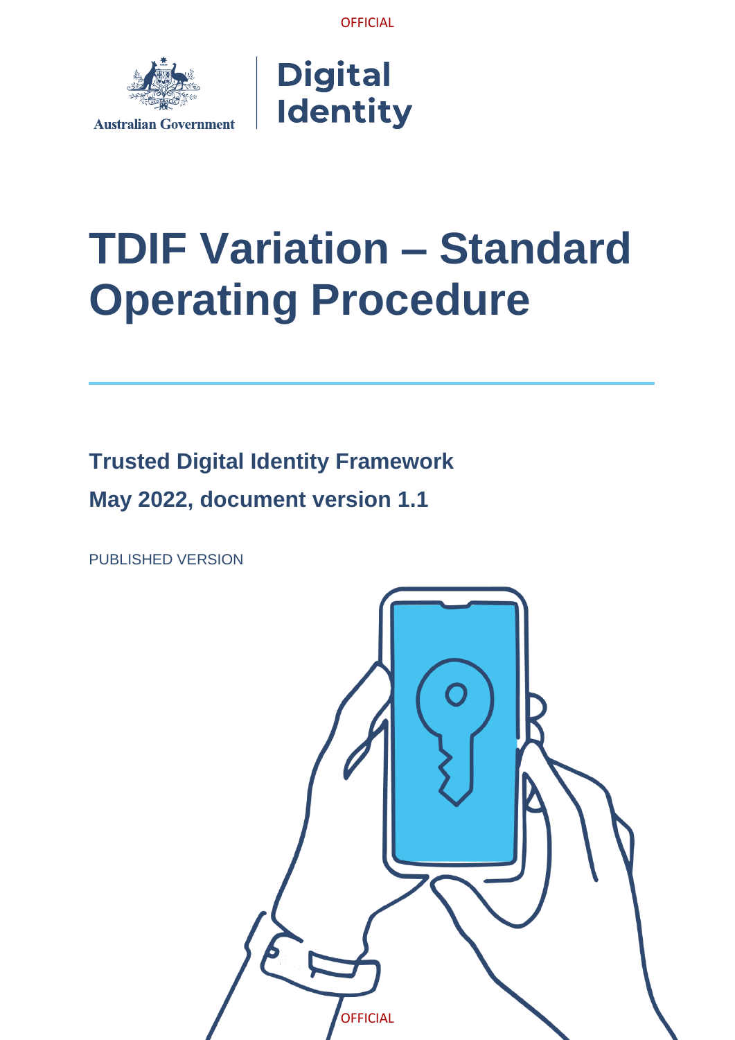Australian Government | Digital Identity

# TDIF Variation – Standard Operating Procedure

**Trusted Digital Identity Framework**

**May 2022, document version 1.1**

PUBLISHED VERSION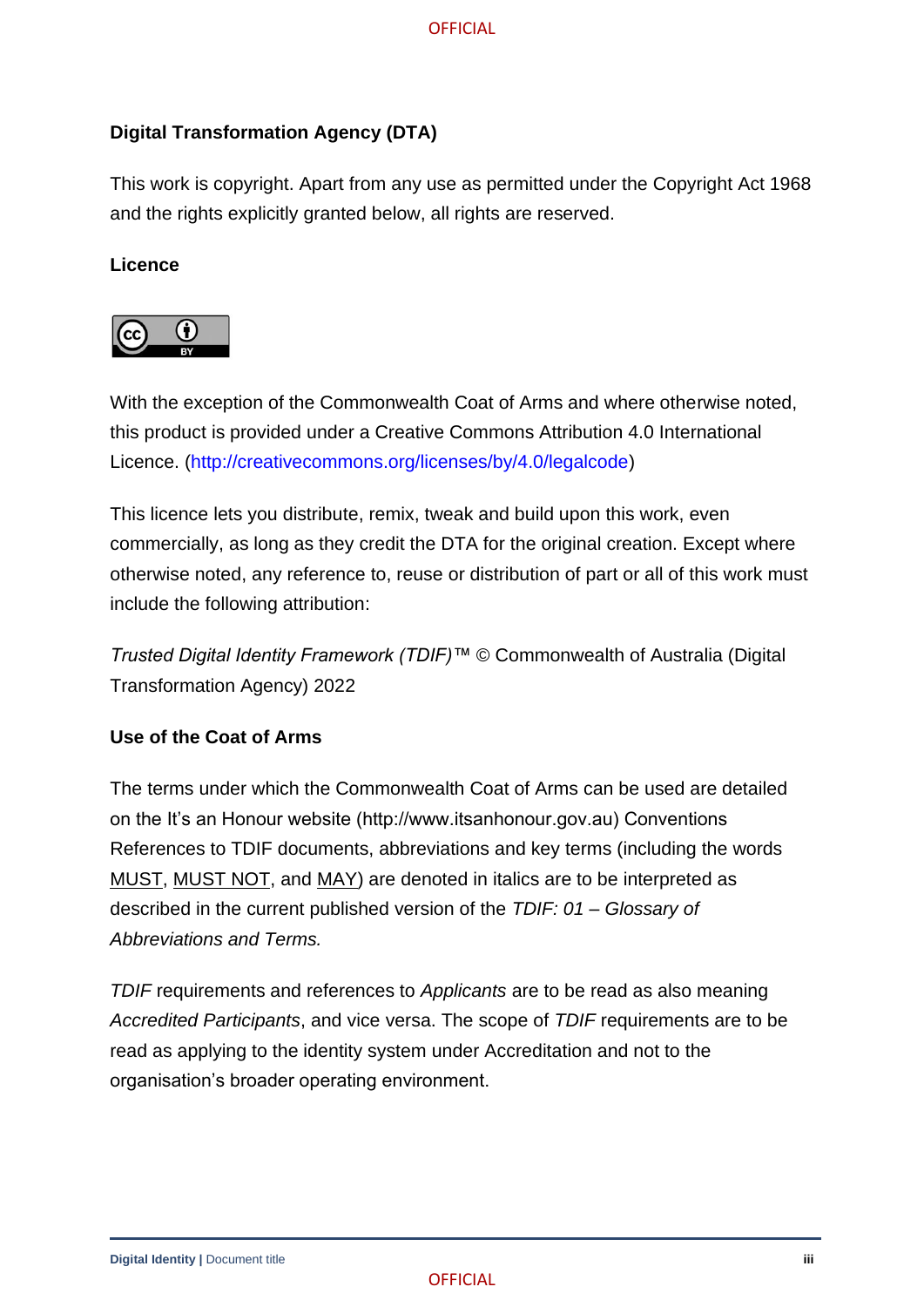**Digital Transformation Agency (DTA)**

This work is copyright. Apart from any use as permitted under the Copyright Act 1968 and the rights explicitly granted below, all rights are reserved.

**Licence**

With the exception of the Commonwealth Coat of Arms and where otherwise noted, this product is provided under a Creative Commons Attribution 4.0 International Licence. (http://creativecommons.org/licenses/by/4.0/legalcode)

This licence lets you distribute, remix, tweak and build upon this work, even commercially, as long as they credit the DTA for the original creation. Except where otherwise noted, any reference to, reuse or distribution of part or all of this work must include the following attribution:

*Trusted Digital Identity Framework (TDIF)*™ © Commonwealth of Australia (Digital Transformation Agency) 2022

**Use of the Coat of Arms**

The terms under which the Commonwealth Coat of Arms can be used are detailed on the It's an Honour website (http://www.itsanhonour.gov.au) Conventions References to TDIF documents, abbreviations and key terms (including the words MUST, MUST NOT, and MAY) are denoted in italics are to be interpreted as described in the current published version of the *TDIF: 01 – Glossary of Abbreviations and Terms.*

*TDIF* requirements and references to *Applicants* are to be read as also meaning *Accredited Participants*, and vice versa. The scope of *TDIF* requirements are to be read as applying to the identity system under Accreditation and not to the organisation's broader operating environment.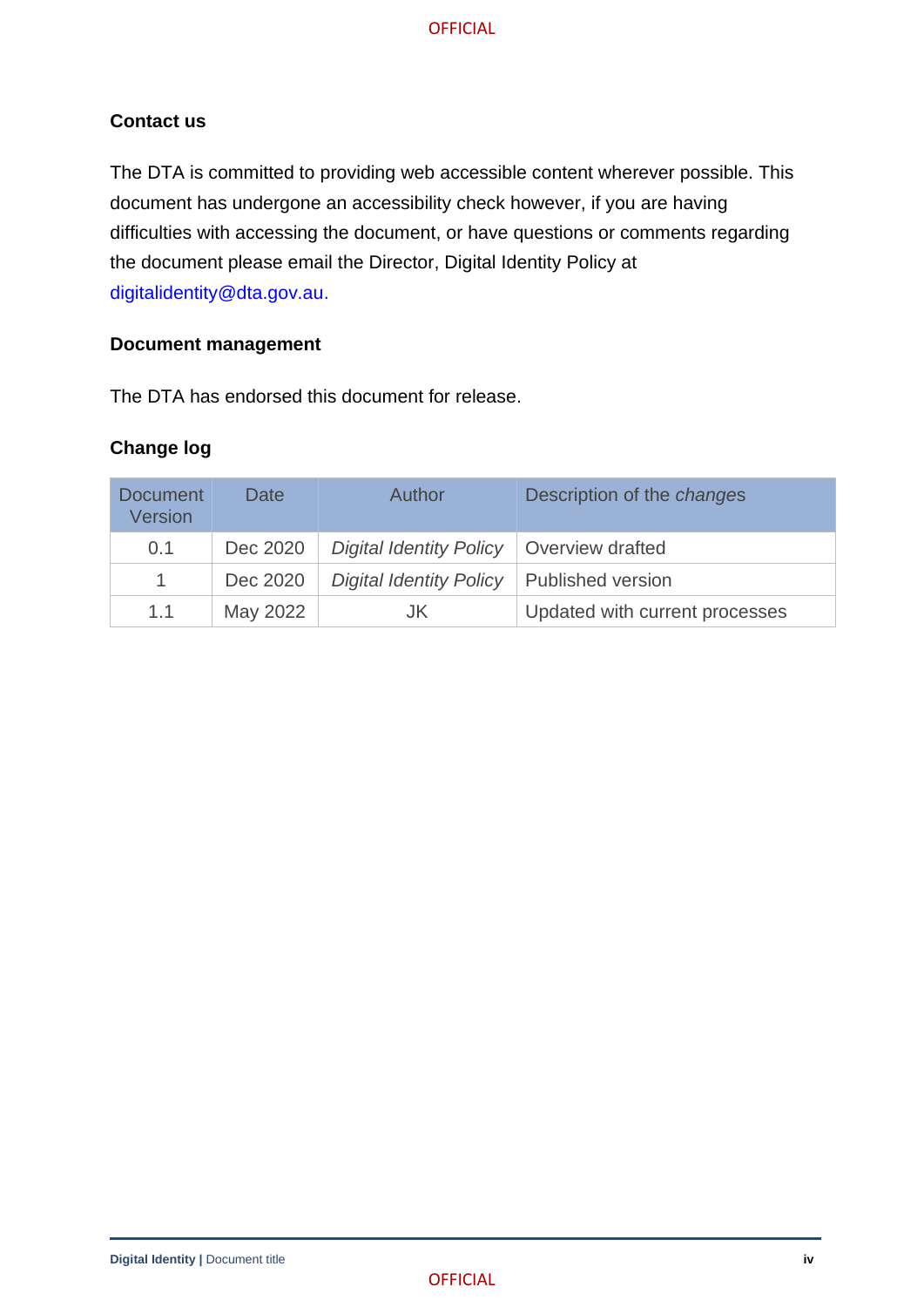### Contact us

The DTA is committed to providing web accessible content wherever possible. This document has undergone an accessibility check however, if you are having difficulties with accessing the document, or have questions or comments regarding the document please email the Director, Digital Identity Policy at digitalidentity@dta.gov.au.

### Document management

The DTA has endorsed this document for release.

### Change log

| Document Version | Date | Author | Description of the *changes* |
|---|---|---|---|
| 0.1 | Dec 2020 | *Digital Identity Policy* | Overview drafted |
| 1 | Dec 2020 | *Digital Identity Policy* | Published version |
| 1.1 | May 2022 | JK | Updated with current processes |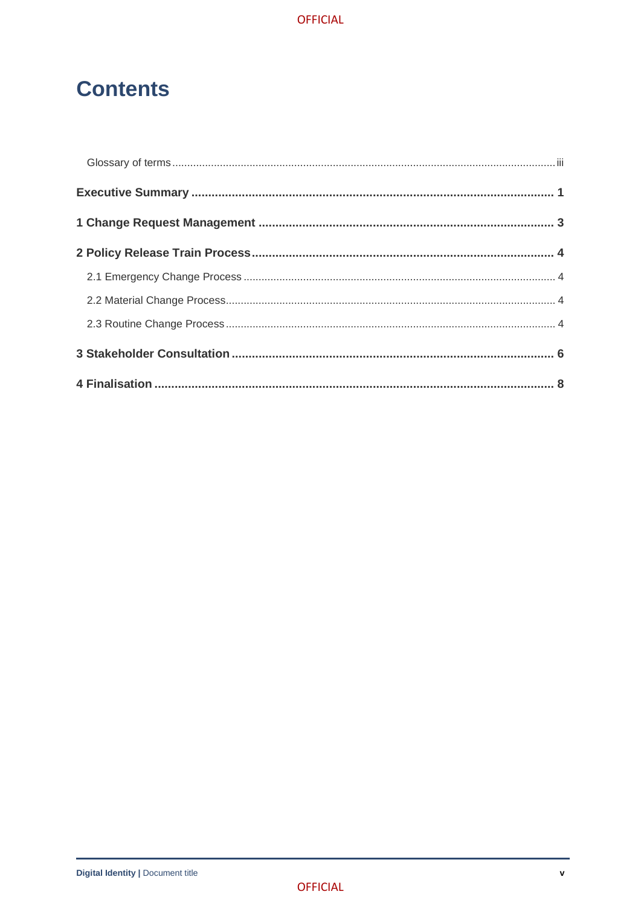# Contents

Glossary of terms ..... iii

**Executive Summary ..... 1**

**1 Change Request Management ..... 3**

**2 Policy Release Train Process ..... 4**

2.1 Emergency Change Process ..... 4

2.2 Material Change Process ..... 4

2.3 Routine Change Process ..... 4

**3 Stakeholder Consultation ..... 6**

**4 Finalisation ..... 8**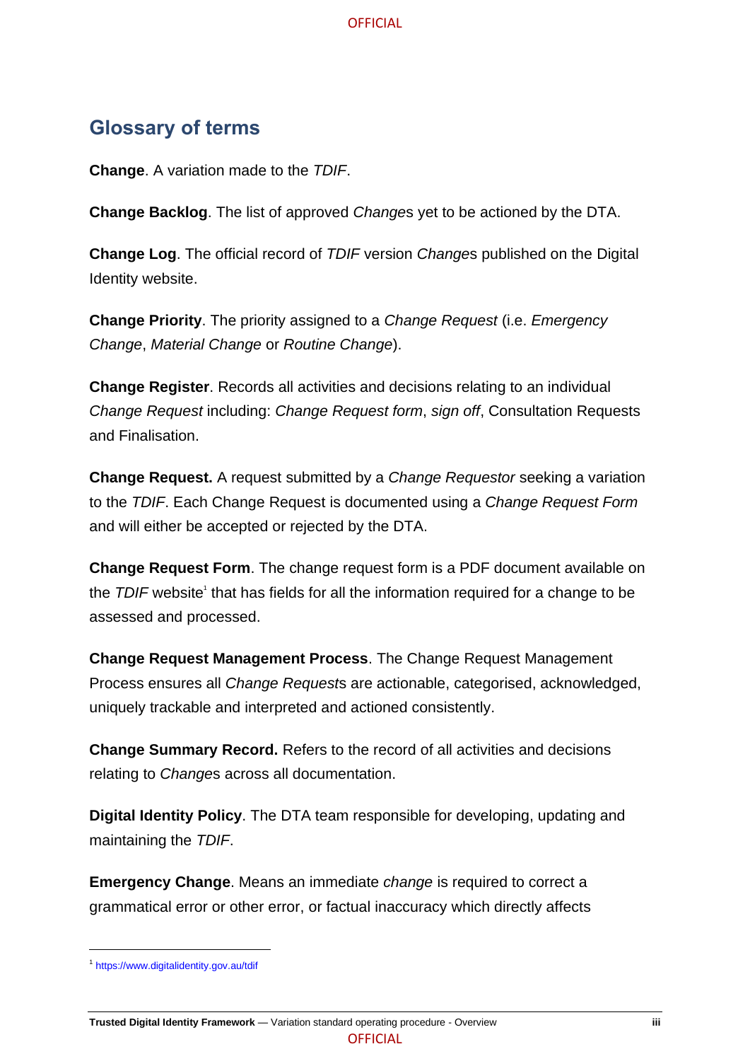## Glossary of terms

**Change**. A variation made to the *TDIF*.

**Change Backlog**. The list of approved *Change*s yet to be actioned by the DTA.

**Change Log**. The official record of *TDIF* version *Change*s published on the Digital Identity website.

**Change Priority**. The priority assigned to a *Change Request* (i.e. *Emergency Change*, *Material Change* or *Routine Change*).

**Change Register**. Records all activities and decisions relating to an individual *Change Request* including: *Change Request form*, *sign off*, Consultation Requests and Finalisation.

**Change Request.** A request submitted by a *Change Requestor* seeking a variation to the *TDIF*. Each Change Request is documented using a *Change Request Form* and will either be accepted or rejected by the DTA.

**Change Request Form**. The change request form is a PDF document available on the *TDIF* website[1] that has fields for all the information required for a change to be assessed and processed.

**Change Request Management Process**. The Change Request Management Process ensures all *Change Request*s are actionable, categorised, acknowledged, uniquely trackable and interpreted and actioned consistently.

**Change Summary Record.** Refers to the record of all activities and decisions relating to *Change*s across all documentation.

**Digital Identity Policy**. The DTA team responsible for developing, updating and maintaining the *TDIF*.

**Emergency Change**. Means an immediate *change* is required to correct a grammatical error or other error, or factual inaccuracy which directly affects

[1] https://www.digitalidentity.gov.au/tdif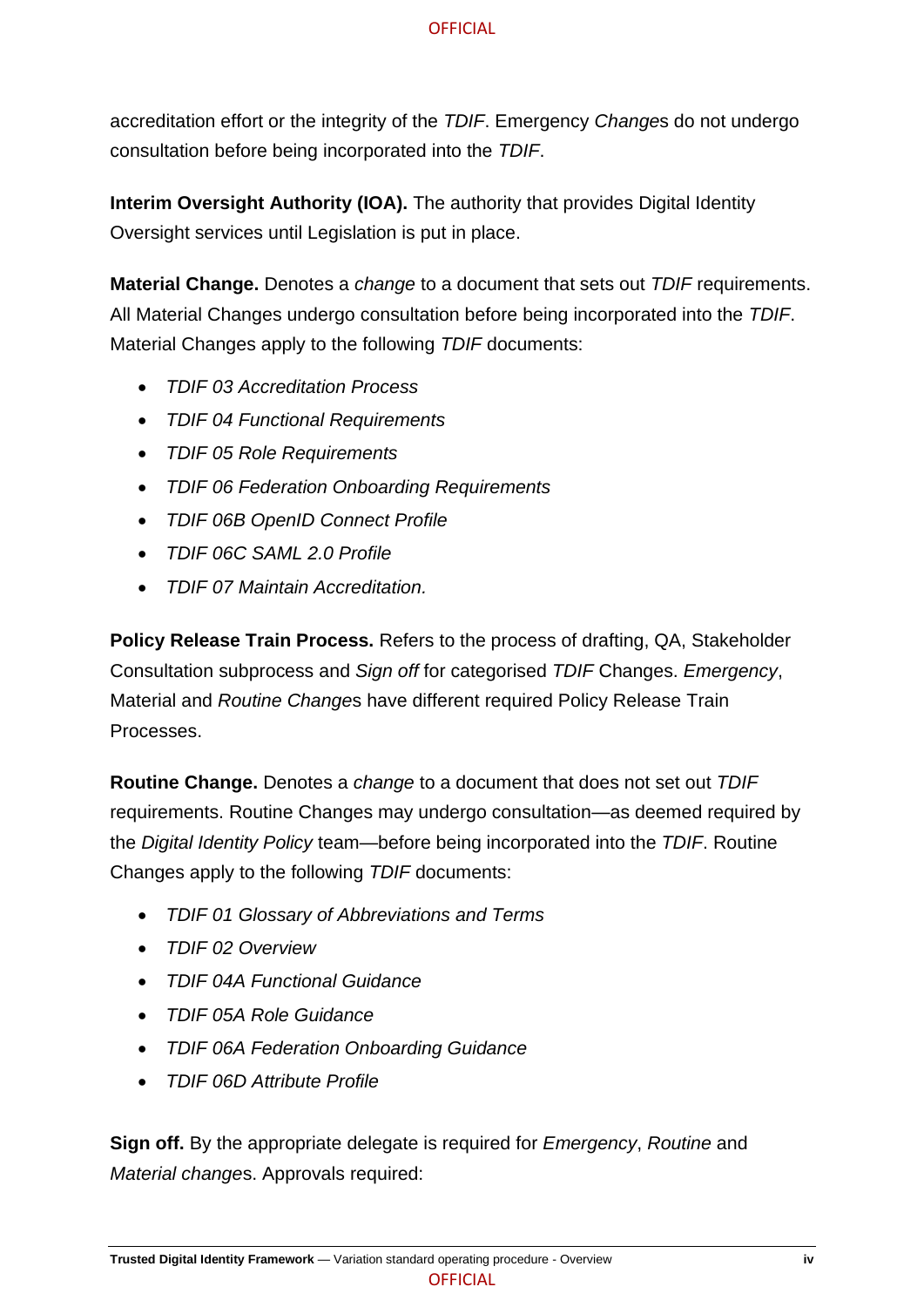accreditation effort or the integrity of the *TDIF*. Emergency *Change*s do not undergo consultation before being incorporated into the *TDIF*.

**Interim Oversight Authority (IOA).** The authority that provides Digital Identity Oversight services until Legislation is put in place.

**Material Change.** Denotes a *change* to a document that sets out *TDIF* requirements. All Material Changes undergo consultation before being incorporated into the *TDIF*. Material Changes apply to the following *TDIF* documents:

- *TDIF 03 Accreditation Process*
- *TDIF 04 Functional Requirements*
- *TDIF 05 Role Requirements*
- *TDIF 06 Federation Onboarding Requirements*
- *TDIF 06B OpenID Connect Profile*
- *TDIF 06C SAML 2.0 Profile*
- *TDIF 07 Maintain Accreditation.*

**Policy Release Train Process.** Refers to the process of drafting, QA, Stakeholder Consultation subprocess and *Sign off* for categorised *TDIF* Changes. *Emergency*, Material and *Routine Change*s have different required Policy Release Train Processes.

**Routine Change.** Denotes a *change* to a document that does not set out *TDIF* requirements. Routine Changes may undergo consultation—as deemed required by the *Digital Identity Policy* team—before being incorporated into the *TDIF*. Routine Changes apply to the following *TDIF* documents:

- *TDIF 01 Glossary of Abbreviations and Terms*
- *TDIF 02 Overview*
- *TDIF 04A Functional Guidance*
- *TDIF 05A Role Guidance*
- *TDIF 06A Federation Onboarding Guidance*
- *TDIF 06D Attribute Profile*

**Sign off.** By the appropriate delegate is required for *Emergency*, *Routine* and *Material change*s. Approvals required: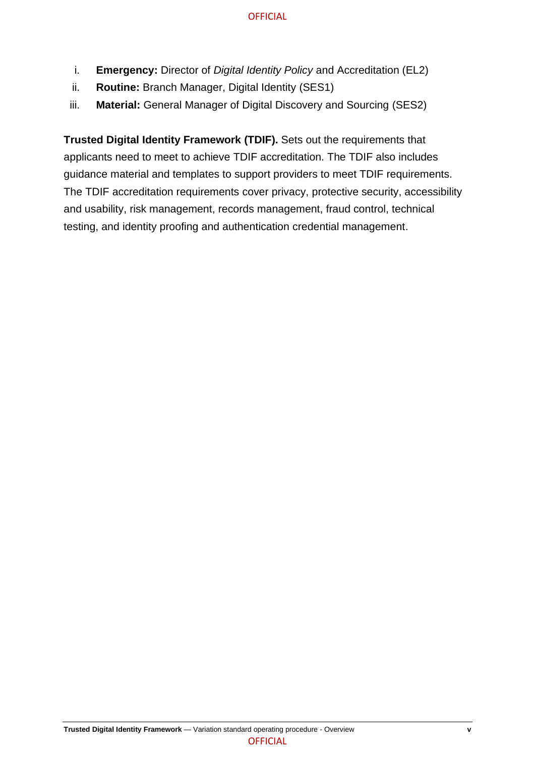i. **Emergency:** Director of *Digital Identity Policy* and Accreditation (EL2)
ii. **Routine:** Branch Manager, Digital Identity (SES1)
iii. **Material:** General Manager of Digital Discovery and Sourcing (SES2)

**Trusted Digital Identity Framework (TDIF).** Sets out the requirements that applicants need to meet to achieve TDIF accreditation. The TDIF also includes guidance material and templates to support providers to meet TDIF requirements. The TDIF accreditation requirements cover privacy, protective security, accessibility and usability, risk management, records management, fraud control, technical testing, and identity proofing and authentication credential management.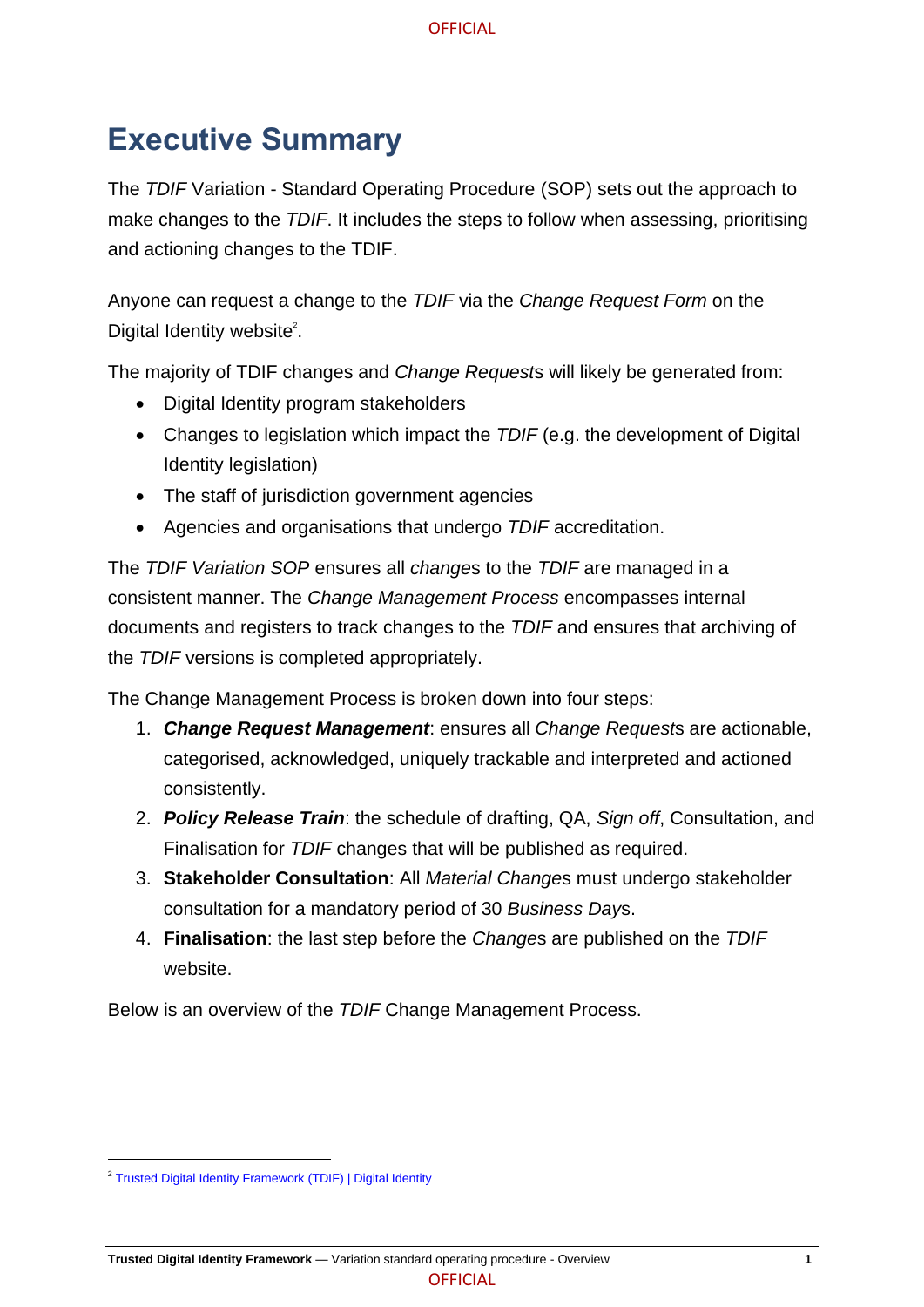# Executive Summary

The *TDIF* Variation - Standard Operating Procedure (SOP) sets out the approach to make changes to the *TDIF*. It includes the steps to follow when assessing, prioritising and actioning changes to the TDIF.

Anyone can request a change to the *TDIF* via the *Change Request Form* on the Digital Identity website[2].

The majority of TDIF changes and *Change Request*s will likely be generated from:

- Digital Identity program stakeholders
- Changes to legislation which impact the *TDIF* (e.g. the development of Digital Identity legislation)
- The staff of jurisdiction government agencies
- Agencies and organisations that undergo *TDIF* accreditation.

The *TDIF Variation SOP* ensures all *change*s to the *TDIF* are managed in a consistent manner. The *Change Management Process* encompasses internal documents and registers to track changes to the *TDIF* and ensures that archiving of the *TDIF* versions is completed appropriately.

The Change Management Process is broken down into four steps:

1. ***Change Request Management***: ensures all *Change Request*s are actionable, categorised, acknowledged, uniquely trackable and interpreted and actioned consistently.
2. ***Policy Release Train***: the schedule of drafting, QA, *Sign off*, Consultation, and Finalisation for *TDIF* changes that will be published as required.
3. **Stakeholder Consultation**: All *Material Change*s must undergo stakeholder consultation for a mandatory period of 30 *Business Day*s.
4. **Finalisation**: the last step before the *Change*s are published on the *TDIF* website.

Below is an overview of the *TDIF* Change Management Process.

[2] Trusted Digital Identity Framework (TDIF) | Digital Identity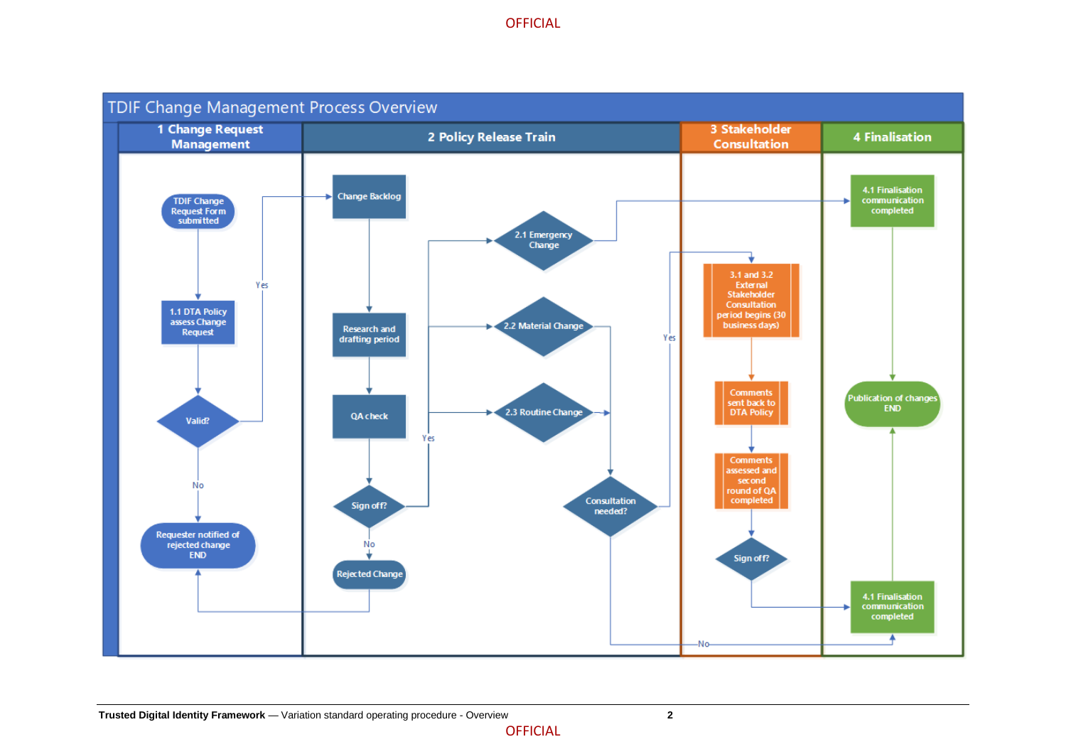# TDIF Change Management Process Overview

## 1 Change Request Management

- TDIF Change Request Form submitted
- 1.1 DTA Policy assess Change Request
- Valid?
  - Yes → Change Backlog
  - No → Requester notified of rejected change END

## 2 Policy Release Train

- Change Backlog
- Research and drafting period
- QA check
- Sign off?
  - Yes → 2.1 Emergency Change / 2.2 Material Change / 2.3 Routine Change
  - No → Rejected Change → Requester notified of rejected change END
- 2.1 Emergency Change → 4.1 Finalisation communication completed
- 2.2 Material Change → Consultation needed?
- 2.3 Routine Change → Consultation needed?
- Consultation needed?
  - Yes → 3.1 and 3.2 External Stakeholder Consultation period begins (30 business days)
  - No → 4.1 Finalisation communication completed

## 3 Stakeholder Consultation

- 3.1 and 3.2 External Stakeholder Consultation period begins (30 business days)
- Comments sent back to DTA Policy
- Comments assessed and second round of QA completed
- Sign off? → 4.1 Finalisation communication completed

## 4 Finalisation

- 4.1 Finalisation communication completed
- Publication of changes END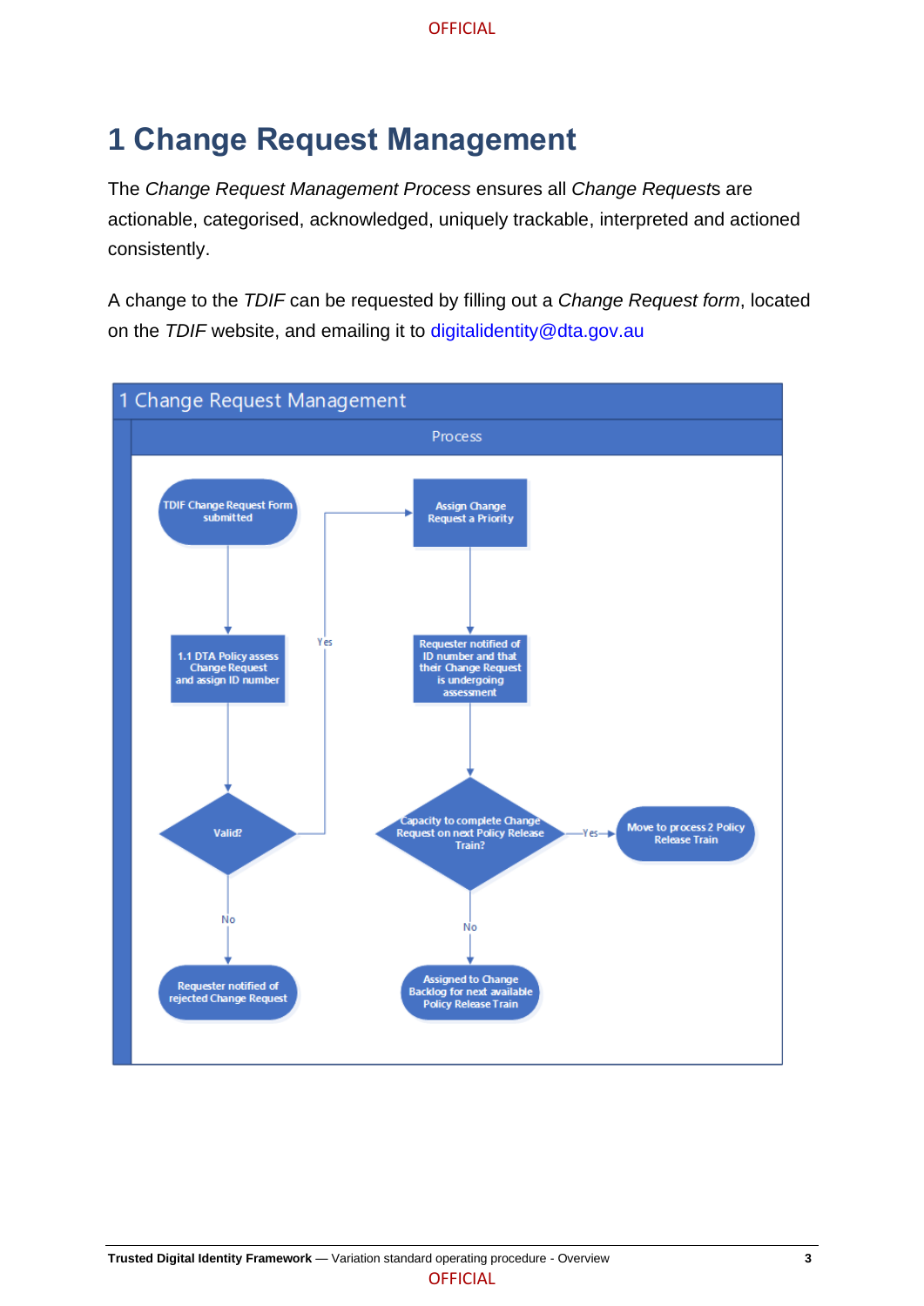# 1 Change Request Management

The *Change Request Management Process* ensures all *Change Request*s are actionable, categorised, acknowledged, uniquely trackable, interpreted and actioned consistently.

A change to the *TDIF* can be requested by filling out a *Change Request form*, located on the *TDIF* website, and emailing it to digitalidentity@dta.gov.au

**1 Change Request Management**

**Process**

- TDIF Change Request Form submitted
- 1.1 DTA Policy assess Change Request and assign ID number
- Valid?
  - No → Requester notified of rejected Change Request
  - Yes → Assign Change Request a Priority
- Assign Change Request a Priority → Requester notified of ID number and that their Change Request is undergoing assessment
- Capacity to complete Change Request on next Policy Release Train?
  - Yes → Move to process 2 Policy Release Train
  - No → Assigned to Change Backlog for next available Policy Release Train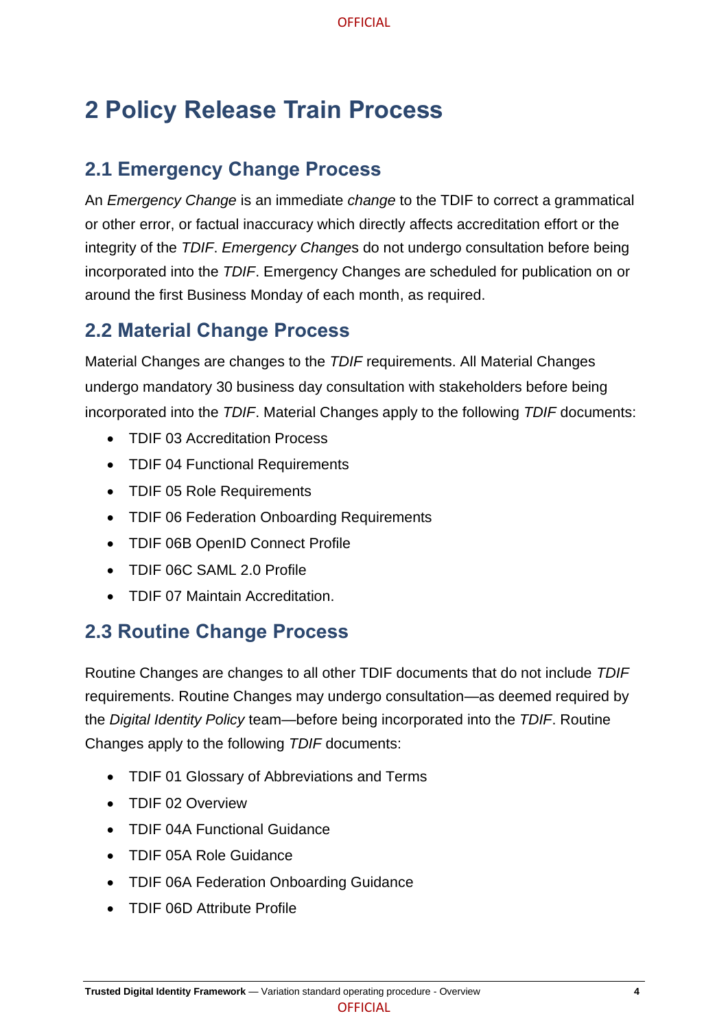# 2 Policy Release Train Process

## 2.1 Emergency Change Process

An *Emergency Change* is an immediate *change* to the TDIF to correct a grammatical or other error, or factual inaccuracy which directly affects accreditation effort or the integrity of the *TDIF*. *Emergency Change*s do not undergo consultation before being incorporated into the *TDIF*. Emergency Changes are scheduled for publication on or around the first Business Monday of each month, as required.

## 2.2 Material Change Process

Material Changes are changes to the *TDIF* requirements. All Material Changes undergo mandatory 30 business day consultation with stakeholders before being incorporated into the *TDIF*. Material Changes apply to the following *TDIF* documents:

- TDIF 03 Accreditation Process
- TDIF 04 Functional Requirements
- TDIF 05 Role Requirements
- TDIF 06 Federation Onboarding Requirements
- TDIF 06B OpenID Connect Profile
- TDIF 06C SAML 2.0 Profile
- TDIF 07 Maintain Accreditation.

## 2.3 Routine Change Process

Routine Changes are changes to all other TDIF documents that do not include *TDIF* requirements. Routine Changes may undergo consultation—as deemed required by the *Digital Identity Policy* team—before being incorporated into the *TDIF*. Routine Changes apply to the following *TDIF* documents:

- TDIF 01 Glossary of Abbreviations and Terms
- TDIF 02 Overview
- TDIF 04A Functional Guidance
- TDIF 05A Role Guidance
- TDIF 06A Federation Onboarding Guidance
- TDIF 06D Attribute Profile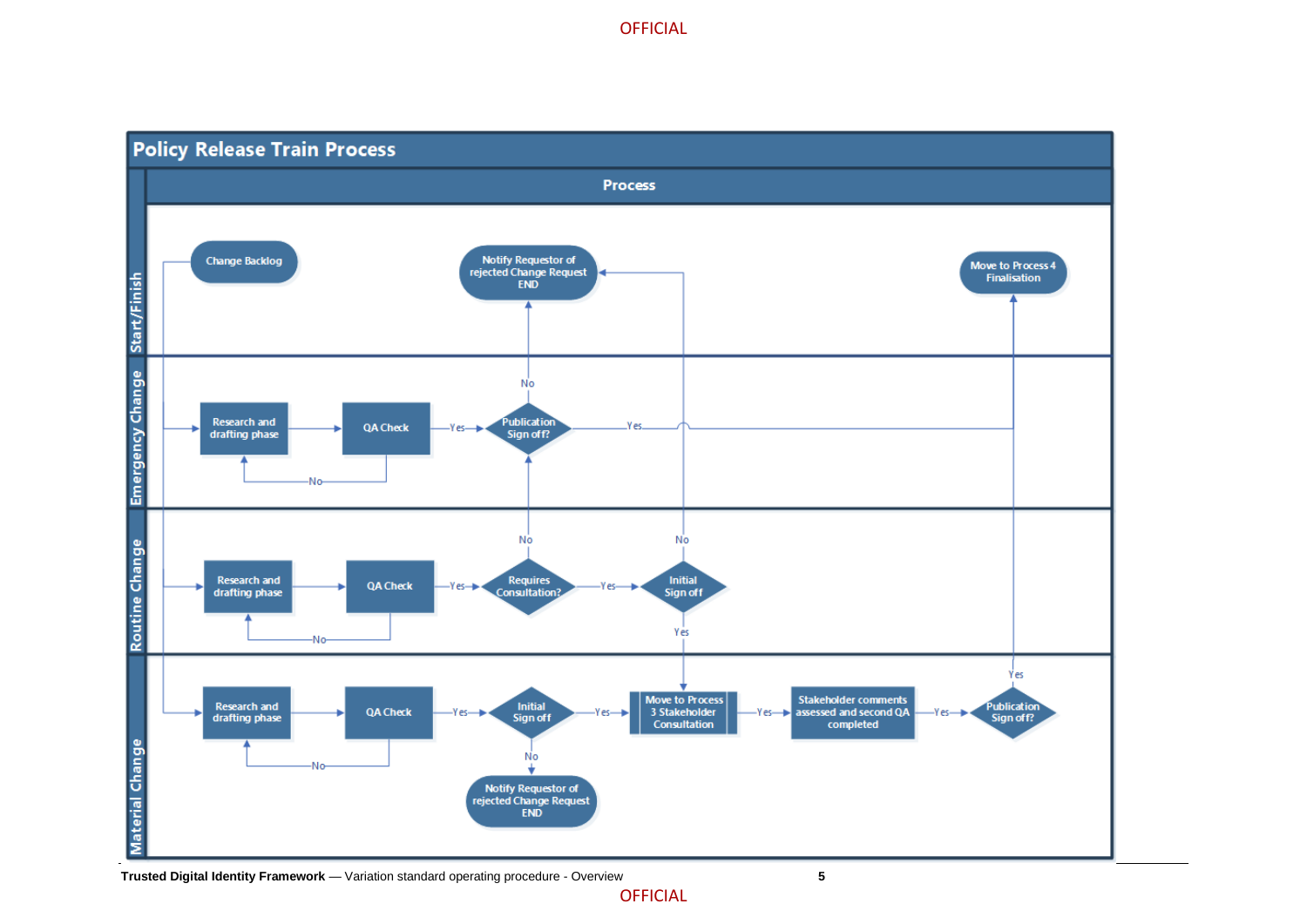# Policy Release Train Process

**Process**

**Start/Finish**

- Change Backlog
- Notify Requestor of rejected Change Request END
- Move to Process 4 Finalisation

**Emergency Change**

- Research and drafting phase → QA Check
- QA Check — No → Research and drafting phase
- QA Check — Yes → Publication Sign off?
- Publication Sign off? — No → Notify Requestor of rejected Change Request END
- Publication Sign off? — Yes → Move to Process 4 Finalisation

**Routine Change**

- Research and drafting phase → QA Check
- QA Check — No → Research and drafting phase
- QA Check — Yes → Requires Consultation?
- Requires Consultation? — No → Publication Sign off?
- Requires Consultation? — Yes → Initial Sign off
- Initial Sign off — No → Notify Requestor of rejected Change Request END
- Initial Sign off — Yes → Move to Process 3 Stakeholder Consultation

**Material Change**

- Research and drafting phase → QA Check
- QA Check — No → Research and drafting phase
- QA Check — Yes → Initial Sign off
- Initial Sign off — No → Notify Requestor of rejected Change Request END
- Initial Sign off — Yes → Move to Process 3 Stakeholder Consultation
- Move to Process 3 Stakeholder Consultation — Yes → Stakeholder comments assessed and second QA completed
- Stakeholder comments assessed and second QA completed — Yes → Publication Sign off?
- Publication Sign off? — Yes → Move to Process 4 Finalisation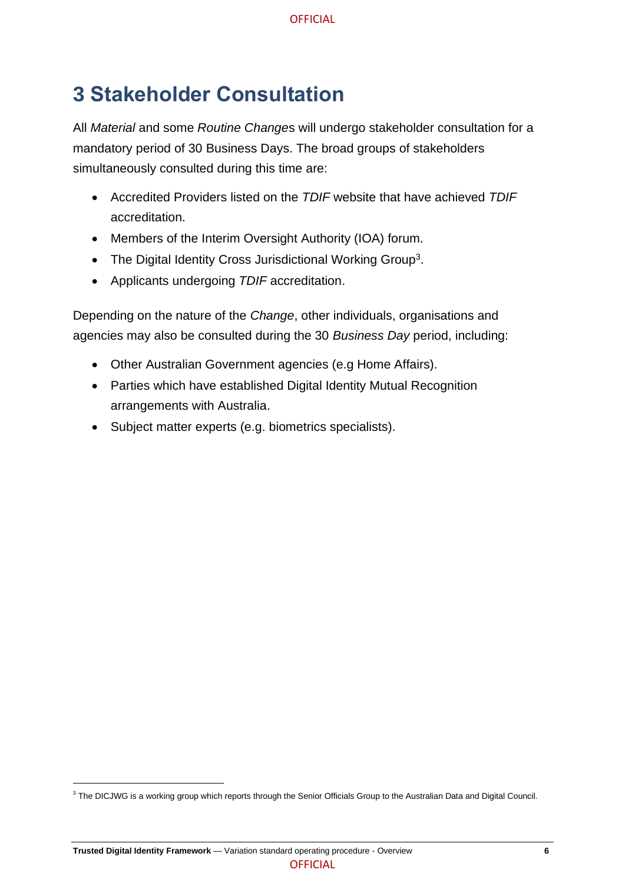# 3 Stakeholder Consultation

All *Material* and some *Routine Change*s will undergo stakeholder consultation for a mandatory period of 30 Business Days. The broad groups of stakeholders simultaneously consulted during this time are:

- Accredited Providers listed on the *TDIF* website that have achieved *TDIF* accreditation.
- Members of the Interim Oversight Authority (IOA) forum.
- The Digital Identity Cross Jurisdictional Working Group[3].
- Applicants undergoing *TDIF* accreditation.

Depending on the nature of the *Change*, other individuals, organisations and agencies may also be consulted during the 30 *Business Day* period, including:

- Other Australian Government agencies (e.g Home Affairs).
- Parties which have established Digital Identity Mutual Recognition arrangements with Australia.
- Subject matter experts (e.g. biometrics specialists).

[3] The DICJWG is a working group which reports through the Senior Officials Group to the Australian Data and Digital Council.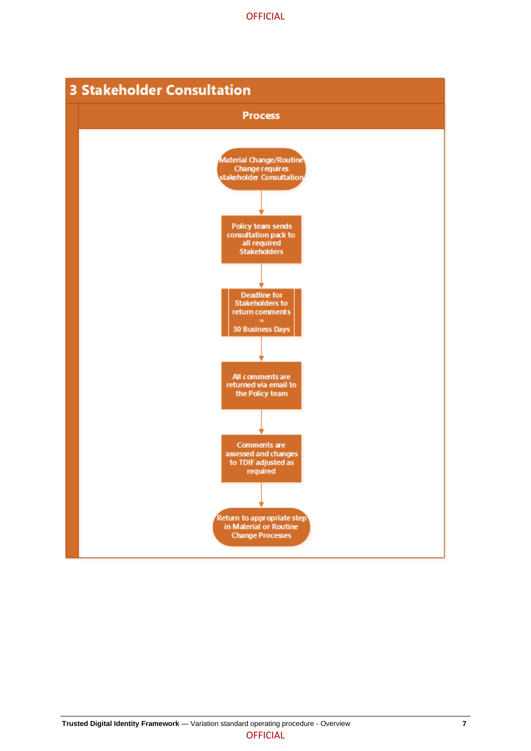# 3 Stakeholder Consultation

**Process**

Material Change/Routine Change requires stakeholder Consultation

↓

Policy team sends consultation pack to all required Stakeholders

↓

Deadline for Stakeholders to return comments = 30 Business Days

↓

All comments are returned via email to the Policy team

↓

Comments are assessed and changes to TDIF adjusted as required

↓

Return to appropriate step in Material or Routine Change Processes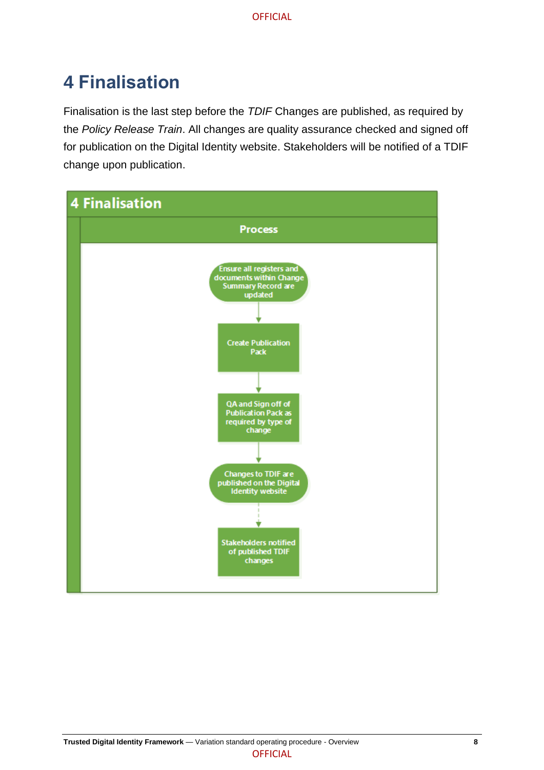# 4 Finalisation

Finalisation is the last step before the *TDIF* Changes are published, as required by the *Policy Release Train*. All changes are quality assurance checked and signed off for publication on the Digital Identity website. Stakeholders will be notified of a TDIF change upon publication.

4 Finalisation

Process

Ensure all registers and documents within Change Summary Record are updated

Create Publication Pack

QA and Sign off of Publication Pack as required by type of change

Changes to TDIF are published on the Digital Identity website

Stakeholders notified of published TDIF changes